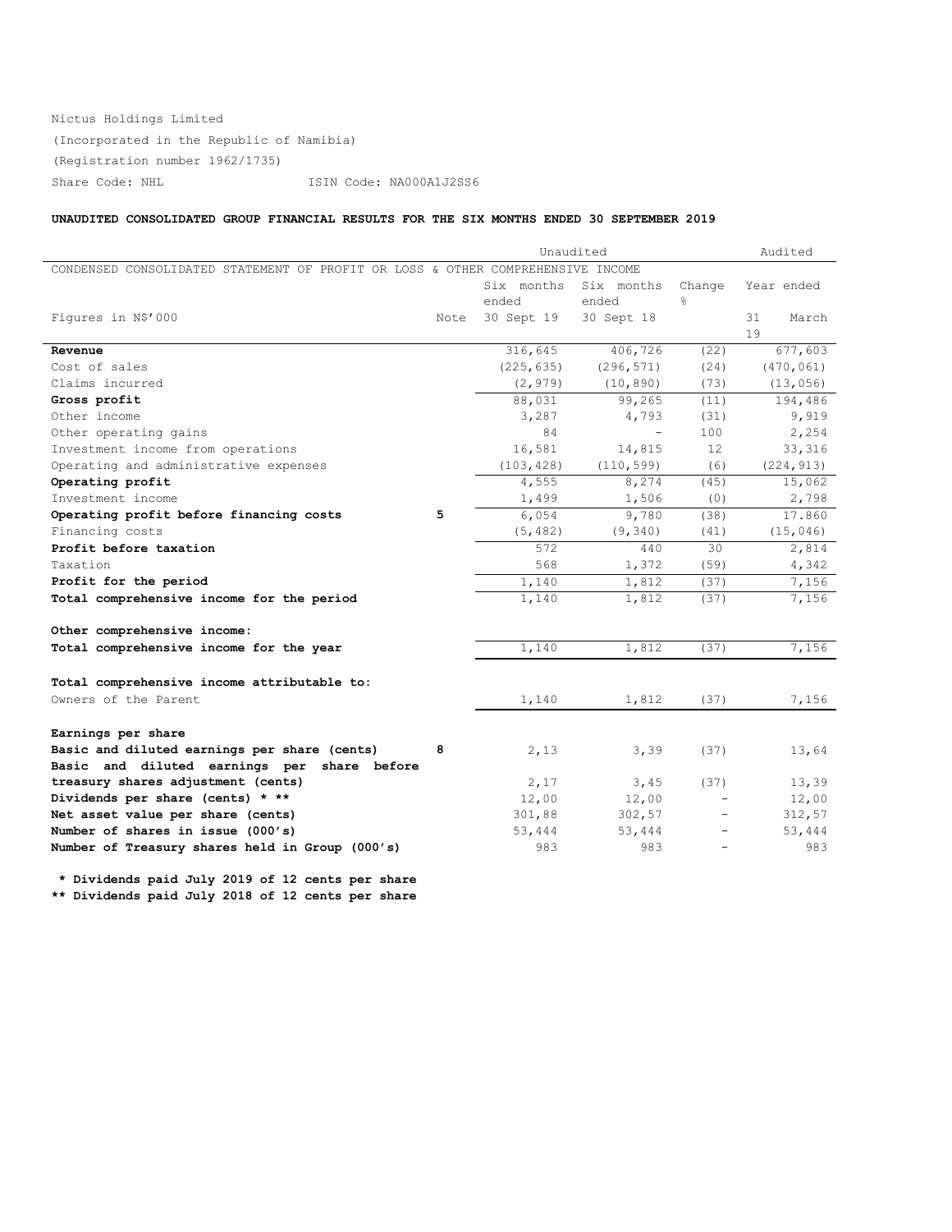Nictus Holdings Limited

(Incorporated in the Republic of Namibia)

(Registration number 1962/1735)

Share Code: NHL ISIN Code: NA000A1J2SS6

**UNAUDITED CONSOLIDATED GROUP FINANCIAL RESULTS FOR THE SIX MONTHS ENDED 30 SEPTEMBER 2019**

| | | Unaudited | | | Audited |
|---|---|---|---|---|---|
| CONDENSED CONSOLIDATED STATEMENT OF PROFIT OR LOSS & OTHER COMPREHENSIVE INCOME | | | | | |
| | | Six months ended | Six months ended | Change % | Year ended |
| Figures in N$'000 | Note | 30 Sept 19 | 30 Sept 18 | | 31 March 19 |
| **Revenue** | | 316,645 | 406,726 | (22) | 677,603 |
| Cost of sales | | (225,635) | (296,571) | (24) | (470,061) |
| Claims incurred | | (2,979) | (10,890) | (73) | (13,056) |
| **Gross profit** | | 88,031 | 99,265 | (11) | 194,486 |
| Other income | | 3,287 | 4,793 | (31) | 9,919 |
| Other operating gains | | 84 | - | 100 | 2,254 |
| Investment income from operations | | 16,581 | 14,815 | 12 | 33,316 |
| Operating and administrative expenses | | (103,428) | (110,599) | (6) | (224,913) |
| **Operating profit** | | 4,555 | 8,274 | (45) | 15,062 |
| Investment income | | 1,499 | 1,506 | (0) | 2,798 |
| **Operating profit before financing costs** | 5 | 6,054 | 9,780 | (38) | 17.860 |
| Financing costs | | (5,482) | (9,340) | (41) | (15,046) |
| **Profit before taxation** | | 572 | 440 | 30 | 2,814 |
| Taxation | | 568 | 1,372 | (59) | 4,342 |
| **Profit for the period** | | 1,140 | 1,812 | (37) | 7,156 |
| **Total comprehensive income for the period** | | 1,140 | 1,812 | (37) | 7,156 |
| | | | | | |
| **Other comprehensive income:** | | | | | |
| **Total comprehensive income for the year** | | 1,140 | 1,812 | (37) | 7,156 |
| | | | | | |
| **Total comprehensive income attributable to:** | | | | | |
| Owners of the Parent | | 1,140 | 1,812 | (37) | 7,156 |
| | | | | | |
| **Earnings per share** | | | | | |
| **Basic and diluted earnings per share (cents)** | 8 | 2,13 | 3,39 | (37) | 13,64 |
| **Basic and diluted earnings per share before treasury shares adjustment (cents)** | | 2,17 | 3,45 | (37) | 13,39 |
| **Dividends per share (cents) * ** | | 12,00 | 12,00 | - | 12,00 |
| **Net asset value per share (cents)** | | 301,88 | 302,57 | - | 312,57 |
| **Number of shares in issue (000's)** | | 53,444 | 53,444 | - | 53,444 |
| **Number of Treasury shares held in Group (000's)** | | 983 | 983 | - | 983 |

**\* Dividends paid July 2019 of 12 cents per share**

**\*\* Dividends paid July 2018 of 12 cents per share**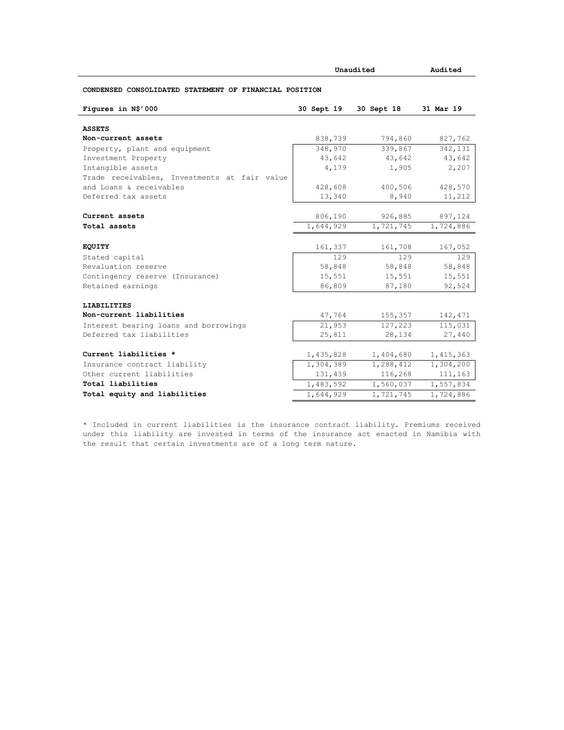## CONDENSED CONSOLIDATED STATEMENT OF FINANCIAL POSITION

| Figures in N$'000 | Unaudited 30 Sept 19 | Unaudited 30 Sept 18 | Audited 31 Mar 19 |
|---|---|---|---|
| **ASSETS** | | | |
| **Non-current assets** | 838,739 | 794,860 | 827,762 |
| Property, plant and equipment | 348,970 | 339,867 | 342,131 |
| Investment Property | 43,642 | 43,642 | 43,642 |
| Intangible assets | 4,179 | 1,905 | 2,207 |
| Trade receivables, Investments at fair value and Loans & receivables | 428,608 | 400,506 | 428,570 |
| Deferred tax assets | 13,340 | 8,940 | 11,212 |
| **Current assets** | 806,190 | 926,885 | 897,124 |
| **Total assets** | 1,644,929 | 1,721,745 | 1,724,886 |
| **EQUITY** | 161,337 | 161,708 | 167,052 |
| Stated capital | 129 | 129 | 129 |
| Revaluation reserve | 58,848 | 58,848 | 58,848 |
| Contingency reserve (Insurance) | 15,551 | 15,551 | 15,551 |
| Retained earnings | 86,809 | 87,180 | 92,524 |
| **LIABILITIES** | | | |
| **Non-current liabilities** | 47,764 | 155,357 | 142,471 |
| Interest bearing loans and borrowings | 21,953 | 127,223 | 115,031 |
| Deferred tax liabilities | 25,811 | 28,134 | 27,440 |
| **Current liabilities *** | 1,435,828 | 1,404,680 | 1,415,363 |
| Insurance contract liability | 1,304,389 | 1,288,412 | 1,304,200 |
| Other current liabilities | 131,439 | 116,268 | 111,163 |
| **Total liabilities** | 1,483,592 | 1,560,037 | 1,557,834 |
| **Total equity and liabilities** | 1,644,929 | 1,721,745 | 1,724,886 |

* Included in current liabilities is the insurance contract liability. Premiums received under this liability are invested in terms of the insurance act enacted in Namibia with the result that certain investments are of a long term nature.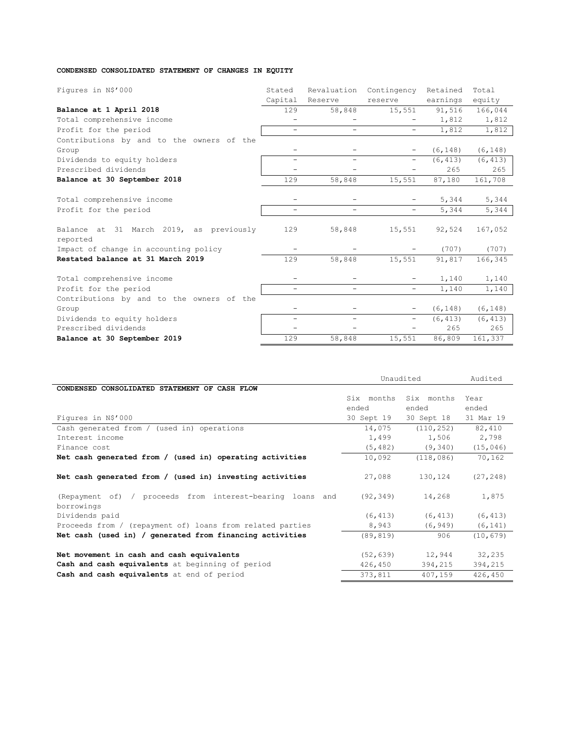**CONDENSED CONSOLIDATED STATEMENT OF CHANGES IN EQUITY**

| Figures in N$'000 | Stated Capital | Revaluation Reserve | Contingency reserve | Retained earnings | Total equity |
|---|---|---|---|---|---|
| **Balance at 1 April 2018** | 129 | 58,848 | 15,551 | 91,516 | 166,044 |
| Total comprehensive income | - | - | - | 1,812 | 1,812 |
| Profit for the period | - | - | - | 1,812 | 1,812 |
| Contributions by and to the owners of the Group | - | - | - | (6,148) | (6,148) |
| Dividends to equity holders | - | - | - | (6,413) | (6,413) |
| Prescribed dividends | - | - | - | 265 | 265 |
| **Balance at 30 September 2018** | 129 | 58,848 | 15,551 | 87,180 | 161,708 |
| Total comprehensive income | - | - | - | 5,344 | 5,344 |
| Profit for the period | - | - | - | 5,344 | 5,344 |
| Balance at 31 March 2019, as previously reported | 129 | 58,848 | 15,551 | 92,524 | 167,052 |
| Impact of change in accounting policy | - | - | - | (707) | (707) |
| **Restated balance at 31 March 2019** | 129 | 58,848 | 15,551 | 91,817 | 166,345 |
| Total comprehensive income | - | - | - | 1,140 | 1,140 |
| Profit for the period | - | - | - | 1,140 | 1,140 |
| Contributions by and to the owners of the Group | - | - | - | (6,148) | (6,148) |
| Dividends to equity holders | - | - | - | (6,413) | (6,413) |
| Prescribed dividends | - | - | - | 265 | 265 |
| **Balance at 30 September 2019** | 129 | 58,848 | 15,551 | 86,809 | 161,337 |

| | Unaudited | | Audited |
|---|---|---|---|
| **CONDENSED CONSOLIDATED STATEMENT OF CASH FLOW** | | | |
| Figures in N$'000 | Six months ended 30 Sept 19 | Six months ended 30 Sept 18 | Year ended 31 Mar 19 |
| Cash generated from / (used in) operations | 14,075 | (110,252) | 82,410 |
| Interest income | 1,499 | 1,506 | 2,798 |
| Finance cost | (5,482) | (9,340) | (15,046) |
| **Net cash generated from / (used in) operating activities** | 10,092 | (118,086) | 70,162 |
| **Net cash generated from / (used in) investing activities** | 27,088 | 130,124 | (27,248) |
| (Repayment of) / proceeds from interest-bearing loans and borrowings | (92,349) | 14,268 | 1,875 |
| Dividends paid | (6,413) | (6,413) | (6,413) |
| Proceeds from / (repayment of) loans from related parties | 8,943 | (6,949) | (6,141) |
| **Net cash (used in) / generated from financing activities** | (89,819) | 906 | (10,679) |
| **Net movement in cash and cash equivalents** | (52,639) | 12,944 | 32,235 |
| **Cash and cash equivalents** at beginning of period | 426,450 | 394,215 | 394,215 |
| **Cash and cash equivalents** at end of period | 373,811 | 407,159 | 426,450 |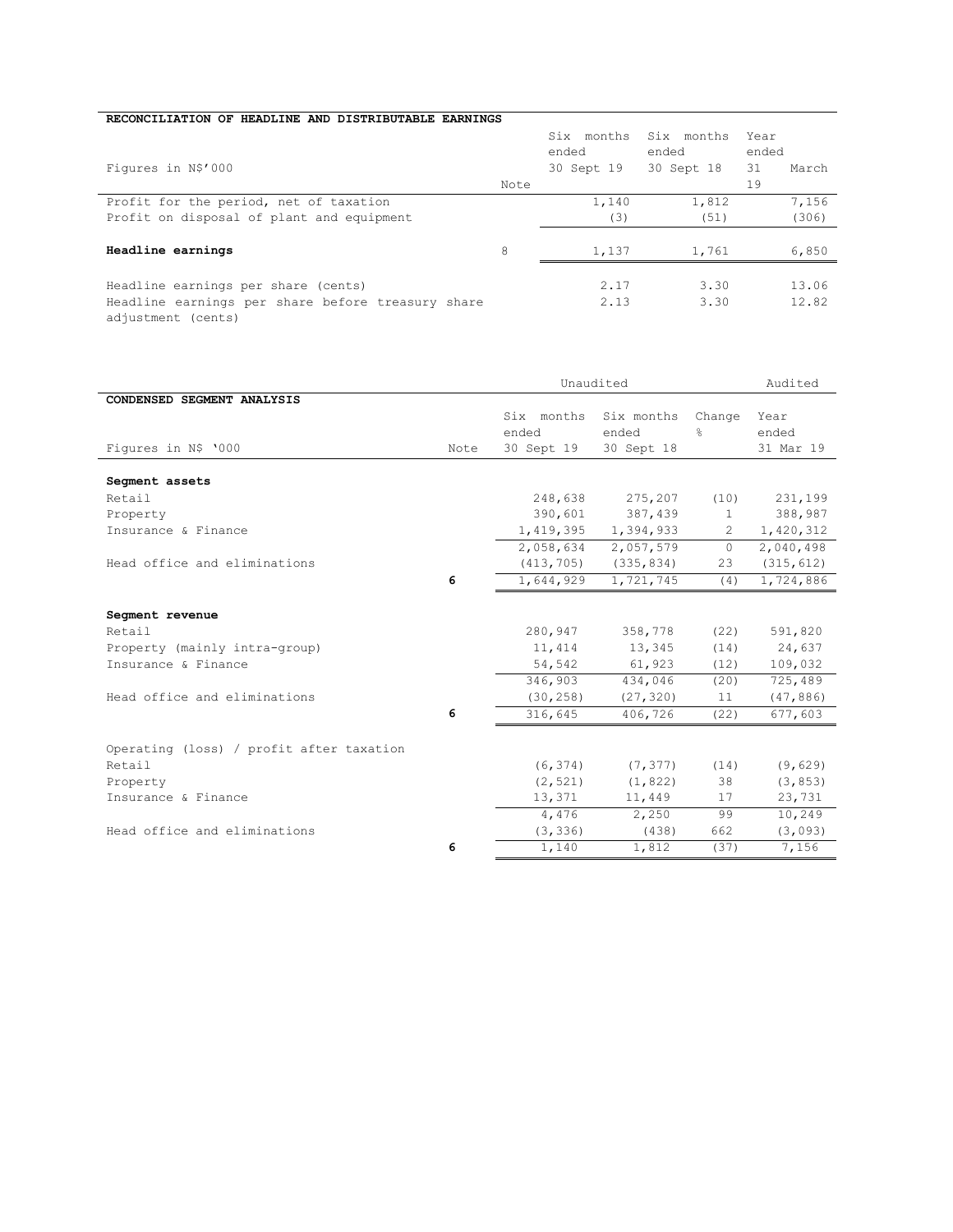**RECONCILIATION OF HEADLINE AND DISTRIBUTABLE EARNINGS**

| Figures in N$'000 | Note | Six months ended 30 Sept 19 | Six months ended 30 Sept 18 | Year ended 31 March 19 |
|---|---|---|---|---|
| Profit for the period, net of taxation | | 1,140 | 1,812 | 7,156 |
| Profit on disposal of plant and equipment | | (3) | (51) | (306) |
| **Headline earnings** | 8 | 1,137 | 1,761 | 6,850 |
| Headline earnings per share (cents) | | 2.17 | 3.30 | 13.06 |
| Headline earnings per share before treasury share adjustment (cents) | | 2.13 | 3.30 | 12.82 |

| | | Unaudited | | | Audited |
|---|---|---|---|---|---|
| **CONDENSED SEGMENT ANALYSIS** | | | | | |
| Figures in N$ '000 | Note | Six months ended 30 Sept 19 | Six months ended 30 Sept 18 | Change % | Year ended 31 Mar 19 |
| **Segment assets** | | | | | |
| Retail | | 248,638 | 275,207 | (10) | 231,199 |
| Property | | 390,601 | 387,439 | 1 | 388,987 |
| Insurance & Finance | | 1,419,395 | 1,394,933 | 2 | 1,420,312 |
| | | 2,058,634 | 2,057,579 | 0 | 2,040,498 |
| Head office and eliminations | | (413,705) | (335,834) | 23 | (315,612) |
| | **6** | 1,644,929 | 1,721,745 | (4) | 1,724,886 |
| **Segment revenue** | | | | | |
| Retail | | 280,947 | 358,778 | (22) | 591,820 |
| Property (mainly intra-group) | | 11,414 | 13,345 | (14) | 24,637 |
| Insurance & Finance | | 54,542 | 61,923 | (12) | 109,032 |
| | | 346,903 | 434,046 | (20) | 725,489 |
| Head office and eliminations | | (30,258) | (27,320) | 11 | (47,886) |
| | **6** | 316,645 | 406,726 | (22) | 677,603 |
| Operating (loss) / profit after taxation | | | | | |
| Retail | | (6,374) | (7,377) | (14) | (9,629) |
| Property | | (2,521) | (1,822) | 38 | (3,853) |
| Insurance & Finance | | 13,371 | 11,449 | 17 | 23,731 |
| | | 4,476 | 2,250 | 99 | 10,249 |
| Head office and eliminations | | (3,336) | (438) | 662 | (3,093) |
| | **6** | 1,140 | 1,812 | (37) | 7,156 |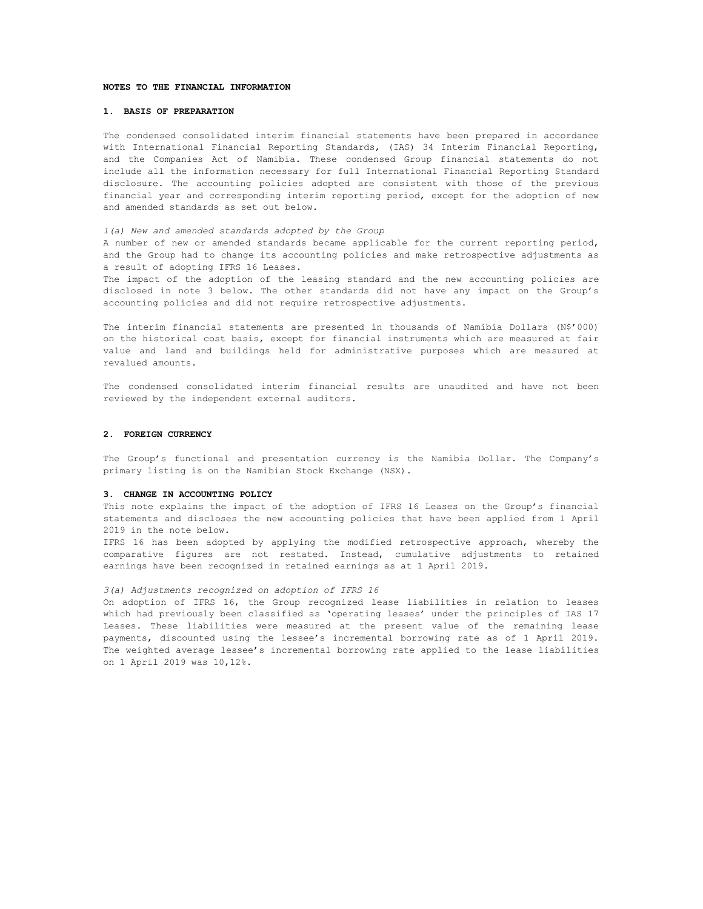**NOTES TO THE FINANCIAL INFORMATION**

## 1. BASIS OF PREPARATION

The condensed consolidated interim financial statements have been prepared in accordance with International Financial Reporting Standards, (IAS) 34 Interim Financial Reporting, and the Companies Act of Namibia. These condensed Group financial statements do not include all the information necessary for full International Financial Reporting Standard disclosure. The accounting policies adopted are consistent with those of the previous financial year and corresponding interim reporting period, except for the adoption of new and amended standards as set out below.

*1(a) New and amended standards adopted by the Group*

A number of new or amended standards became applicable for the current reporting period, and the Group had to change its accounting policies and make retrospective adjustments as a result of adopting IFRS 16 Leases.

The impact of the adoption of the leasing standard and the new accounting policies are disclosed in note 3 below. The other standards did not have any impact on the Group's accounting policies and did not require retrospective adjustments.

The interim financial statements are presented in thousands of Namibia Dollars (N$'000) on the historical cost basis, except for financial instruments which are measured at fair value and land and buildings held for administrative purposes which are measured at revalued amounts.

The condensed consolidated interim financial results are unaudited and have not been reviewed by the independent external auditors.

## 2. FOREIGN CURRENCY

The Group's functional and presentation currency is the Namibia Dollar. The Company's primary listing is on the Namibian Stock Exchange (NSX).

## 3. CHANGE IN ACCOUNTING POLICY

This note explains the impact of the adoption of IFRS 16 Leases on the Group's financial statements and discloses the new accounting policies that have been applied from 1 April 2019 in the note below.

IFRS 16 has been adopted by applying the modified retrospective approach, whereby the comparative figures are not restated. Instead, cumulative adjustments to retained earnings have been recognized in retained earnings as at 1 April 2019.

*3(a) Adjustments recognized on adoption of IFRS 16*

On adoption of IFRS 16, the Group recognized lease liabilities in relation to leases which had previously been classified as 'operating leases' under the principles of IAS 17 Leases. These liabilities were measured at the present value of the remaining lease payments, discounted using the lessee's incremental borrowing rate as of 1 April 2019. The weighted average lessee's incremental borrowing rate applied to the lease liabilities on 1 April 2019 was 10,12%.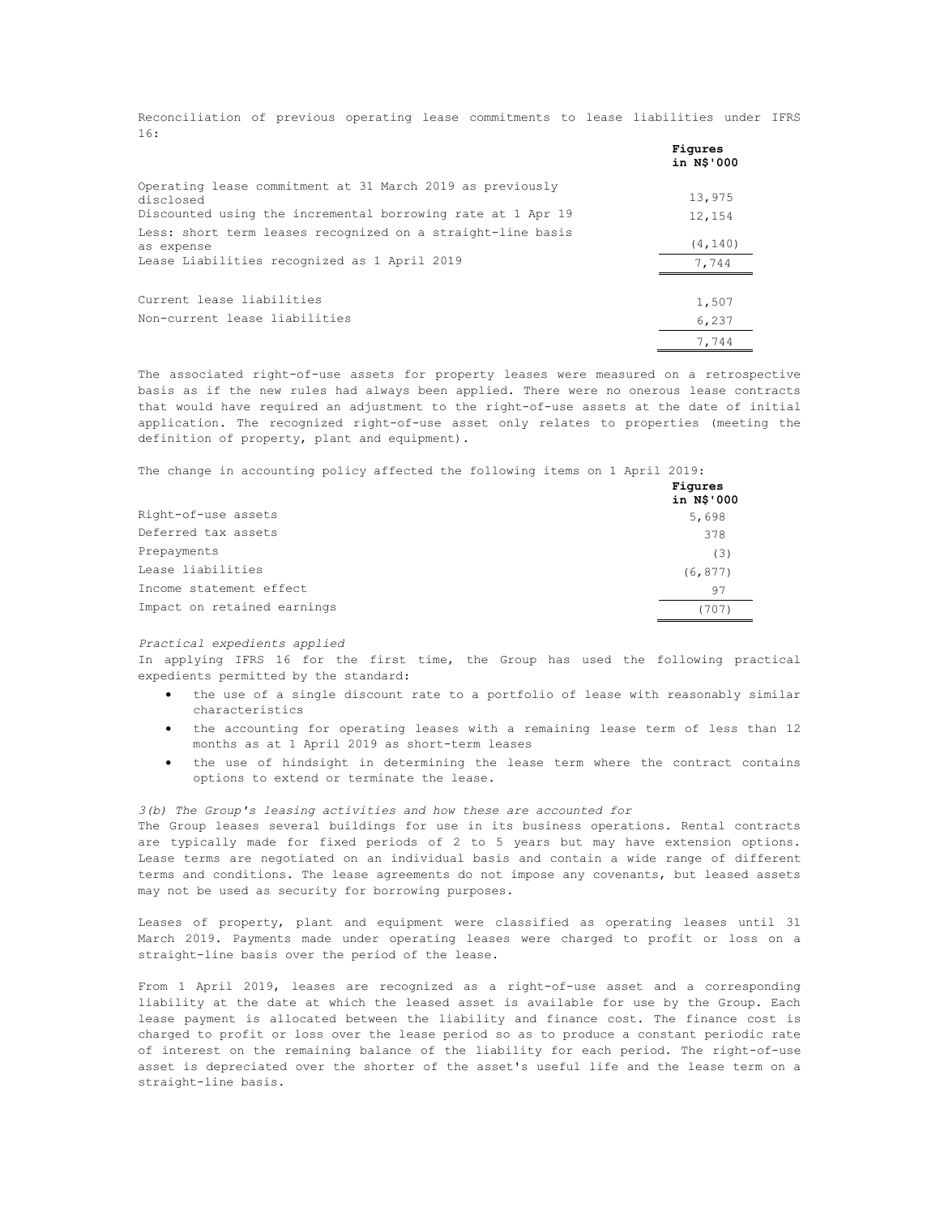Reconciliation of previous operating lease commitments to lease liabilities under IFRS 16:

| | Figures in N$'000 |
|---|---|
| Operating lease commitment at 31 March 2019 as previously disclosed | 13,975 |
| Discounted using the incremental borrowing rate at 1 Apr 19 | 12,154 |
| Less: short term leases recognized on a straight-line basis as expense | (4,140) |
| Lease Liabilities recognized as 1 April 2019 | 7,744 |
| | |
| Current lease liabilities | 1,507 |
| Non-current lease liabilities | 6,237 |
| | 7,744 |

The associated right-of-use assets for property leases were measured on a retrospective basis as if the new rules had always been applied. There were no onerous lease contracts that would have required an adjustment to the right-of-use assets at the date of initial application. The recognized right-of-use asset only relates to properties (meeting the definition of property, plant and equipment).

The change in accounting policy affected the following items on 1 April 2019:

| | Figures in N$'000 |
|---|---|
| Right-of-use assets | 5,698 |
| Deferred tax assets | 378 |
| Prepayments | (3) |
| Lease liabilities | (6,877) |
| Income statement effect | 97 |
| Impact on retained earnings | (707) |

*Practical expedients applied*

In applying IFRS 16 for the first time, the Group has used the following practical expedients permitted by the standard:

- the use of a single discount rate to a portfolio of lease with reasonably similar characteristics
- the accounting for operating leases with a remaining lease term of less than 12 months as at 1 April 2019 as short-term leases
- the use of hindsight in determining the lease term where the contract contains options to extend or terminate the lease.

*3(b) The Group's leasing activities and how these are accounted for*

The Group leases several buildings for use in its business operations. Rental contracts are typically made for fixed periods of 2 to 5 years but may have extension options. Lease terms are negotiated on an individual basis and contain a wide range of different terms and conditions. The lease agreements do not impose any covenants, but leased assets may not be used as security for borrowing purposes.

Leases of property, plant and equipment were classified as operating leases until 31 March 2019. Payments made under operating leases were charged to profit or loss on a straight-line basis over the period of the lease.

From 1 April 2019, leases are recognized as a right-of-use asset and a corresponding liability at the date at which the leased asset is available for use by the Group. Each lease payment is allocated between the liability and finance cost. The finance cost is charged to profit or loss over the lease period so as to produce a constant periodic rate of interest on the remaining balance of the liability for each period. The right-of-use asset is depreciated over the shorter of the asset's useful life and the lease term on a straight-line basis.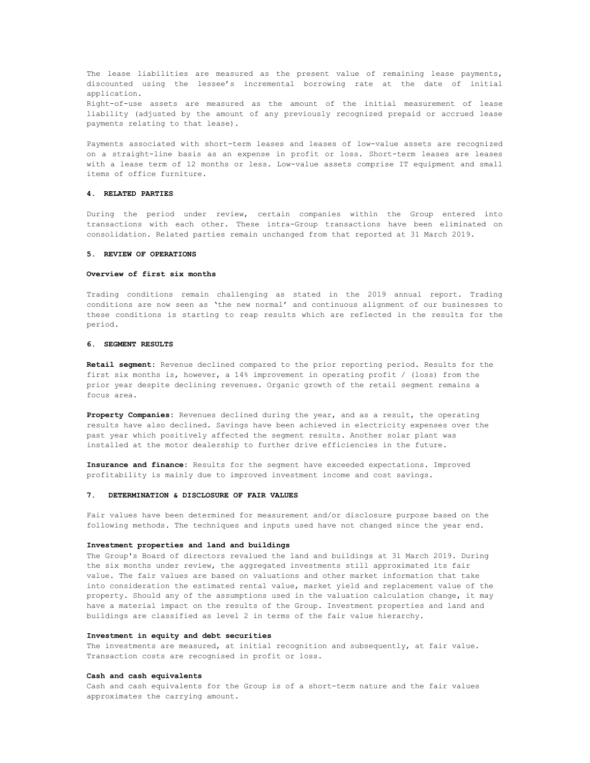The lease liabilities are measured as the present value of remaining lease payments, discounted using the lessee's incremental borrowing rate at the date of initial application.

Right-of-use assets are measured as the amount of the initial measurement of lease liability (adjusted by the amount of any previously recognized prepaid or accrued lease payments relating to that lease).

Payments associated with short-term leases and leases of low-value assets are recognized on a straight-line basis as an expense in profit or loss. Short-term leases are leases with a lease term of 12 months or less. Low-value assets comprise IT equipment and small items of office furniture.

## 4. RELATED PARTIES

During the period under review, certain companies within the Group entered into transactions with each other. These intra-Group transactions have been eliminated on consolidation. Related parties remain unchanged from that reported at 31 March 2019.

## 5. REVIEW OF OPERATIONS

### Overview of first six months

Trading conditions remain challenging as stated in the 2019 annual report. Trading conditions are now seen as 'the new normal' and continuous alignment of our businesses to these conditions is starting to reap results which are reflected in the results for the period.

## 6. SEGMENT RESULTS

**Retail segment**: Revenue declined compared to the prior reporting period. Results for the first six months is, however, a 14% improvement in operating profit / (loss) from the prior year despite declining revenues. Organic growth of the retail segment remains a focus area.

**Property Companies:** Revenues declined during the year, and as a result, the operating results have also declined. Savings have been achieved in electricity expenses over the past year which positively affected the segment results. Another solar plant was installed at the motor dealership to further drive efficiencies in the future.

**Insurance and finance:** Results for the segment have exceeded expectations. Improved profitability is mainly due to improved investment income and cost savings.

## 7. DETERMINATION & DISCLOSURE OF FAIR VALUES

Fair values have been determined for measurement and/or disclosure purpose based on the following methods. The techniques and inputs used have not changed since the year end.

### Investment properties and land and buildings

The Group's Board of directors revalued the land and buildings at 31 March 2019. During the six months under review, the aggregated investments still approximated its fair value. The fair values are based on valuations and other market information that take into consideration the estimated rental value, market yield and replacement value of the property. Should any of the assumptions used in the valuation calculation change, it may have a material impact on the results of the Group. Investment properties and land and buildings are classified as level 2 in terms of the fair value hierarchy.

### Investment in equity and debt securities

The investments are measured, at initial recognition and subsequently, at fair value. Transaction costs are recognised in profit or loss.

### Cash and cash equivalents

Cash and cash equivalents for the Group is of a short-term nature and the fair values approximates the carrying amount.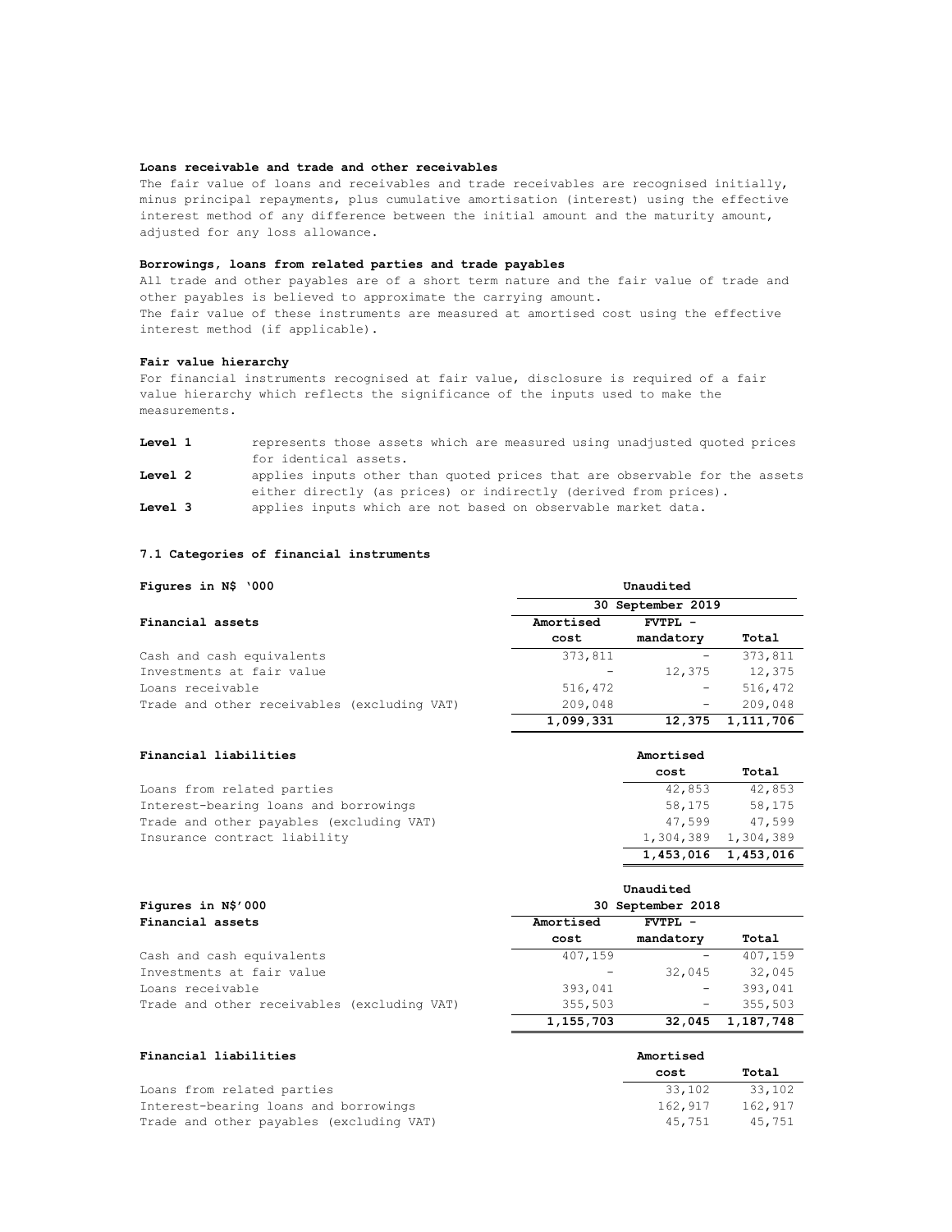**Loans receivable and trade and other receivables**

The fair value of loans and receivables and trade receivables are recognised initially, minus principal repayments, plus cumulative amortisation (interest) using the effective interest method of any difference between the initial amount and the maturity amount, adjusted for any loss allowance.

**Borrowings, loans from related parties and trade payables**

All trade and other payables are of a short term nature and the fair value of trade and other payables is believed to approximate the carrying amount.
The fair value of these instruments are measured at amortised cost using the effective interest method (if applicable).

**Fair value hierarchy**

For financial instruments recognised at fair value, disclosure is required of a fair value hierarchy which reflects the significance of the inputs used to make the measurements.

**Level 1** represents those assets which are measured using unadjusted quoted prices for identical assets.

**Level 2** applies inputs other than quoted prices that are observable for the assets either directly (as prices) or indirectly (derived from prices).

**Level 3** applies inputs which are not based on observable market data.

**7.1 Categories of financial instruments**

| Figures in N$ '000 | Unaudited | | |
|---|---|---|---|
| | 30 September 2019 | | |
| **Financial assets** | **Amortised cost** | **FVTPL - mandatory** | **Total** |
| Cash and cash equivalents | 373,811 | - | 373,811 |
| Investments at fair value | - | 12,375 | 12,375 |
| Loans receivable | 516,472 | - | 516,472 |
| Trade and other receivables (excluding VAT) | 209,048 | - | 209,048 |
| | **1,099,331** | **12,375** | **1,111,706** |

| **Financial liabilities** | **Amortised cost** | **Total** |
|---|---|---|
| Loans from related parties | 42,853 | 42,853 |
| Interest-bearing loans and borrowings | 58,175 | 58,175 |
| Trade and other payables (excluding VAT) | 47,599 | 47,599 |
| Insurance contract liability | 1,304,389 | 1,304,389 |
| | **1,453,016** | **1,453,016** |

| Figures in N$'000 | Unaudited | | |
|---|---|---|---|
| | 30 September 2018 | | |
| **Financial assets** | **Amortised cost** | **FVTPL - mandatory** | **Total** |
| Cash and cash equivalents | 407,159 | - | 407,159 |
| Investments at fair value | - | 32,045 | 32,045 |
| Loans receivable | 393,041 | - | 393,041 |
| Trade and other receivables (excluding VAT) | 355,503 | - | 355,503 |
| | **1,155,703** | **32,045** | **1,187,748** |

| **Financial liabilities** | **Amortised cost** | **Total** |
|---|---|---|
| Loans from related parties | 33,102 | 33,102 |
| Interest-bearing loans and borrowings | 162,917 | 162,917 |
| Trade and other payables (excluding VAT) | 45,751 | 45,751 |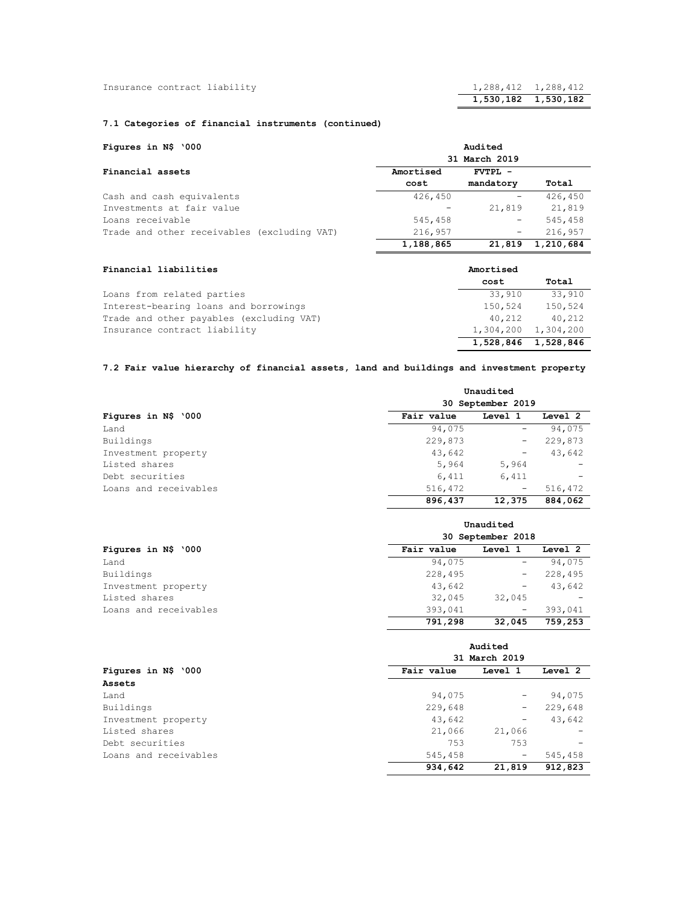| | | |
|---|---|---|
| Insurance contract liability | 1,288,412 | 1,288,412 |
| | **1,530,182** | **1,530,182** |

**7.1 Categories of financial instruments (continued)**

| **Figures in N$ '000** | **Audited** | | |
|---|---|---|---|
| | **31 March 2019** | | |
| **Financial assets** | **Amortised cost** | **FVTPL - mandatory** | **Total** |
| Cash and cash equivalents | 426,450 | - | 426,450 |
| Investments at fair value | - | 21,819 | 21,819 |
| Loans receivable | 545,458 | - | 545,458 |
| Trade and other receivables (excluding VAT) | 216,957 | - | 216,957 |
| | **1,188,865** | **21,819** | **1,210,684** |

| **Financial liabilities** | **Amortised cost** | **Total** |
|---|---|---|
| Loans from related parties | 33,910 | 33,910 |
| Interest-bearing loans and borrowings | 150,524 | 150,524 |
| Trade and other payables (excluding VAT) | 40,212 | 40,212 |
| Insurance contract liability | 1,304,200 | 1,304,200 |
| | **1,528,846** | **1,528,846** |

**7.2 Fair value hierarchy of financial assets, land and buildings and investment property**

| | **Unaudited** | | |
|---|---|---|---|
| | **30 September 2019** | | |
| **Figures in N$ '000** | **Fair value** | **Level 1** | **Level 2** |
| Land | 94,075 | - | 94,075 |
| Buildings | 229,873 | - | 229,873 |
| Investment property | 43,642 | - | 43,642 |
| Listed shares | 5,964 | 5,964 | - |
| Debt securities | 6,411 | 6,411 | - |
| Loans and receivables | 516,472 | - | 516,472 |
| | **896,437** | **12,375** | **884,062** |

| | **Unaudited** | | |
|---|---|---|---|
| | **30 September 2018** | | |
| **Figures in N$ '000** | **Fair value** | **Level 1** | **Level 2** |
| Land | 94,075 | - | 94,075 |
| Buildings | 228,495 | - | 228,495 |
| Investment property | 43,642 | - | 43,642 |
| Listed shares | 32,045 | 32,045 | - |
| Loans and receivables | 393,041 | - | 393,041 |
| | **791,298** | **32,045** | **759,253** |

| | **Audited** | | |
|---|---|---|---|
| | **31 March 2019** | | |
| **Figures in N$ '000** | **Fair value** | **Level 1** | **Level 2** |
| **Assets** | | | |
| Land | 94,075 | - | 94,075 |
| Buildings | 229,648 | - | 229,648 |
| Investment property | 43,642 | - | 43,642 |
| Listed shares | 21,066 | 21,066 | - |
| Debt securities | 753 | 753 | - |
| Loans and receivables | 545,458 | - | 545,458 |
| | **934,642** | **21,819** | **912,823** |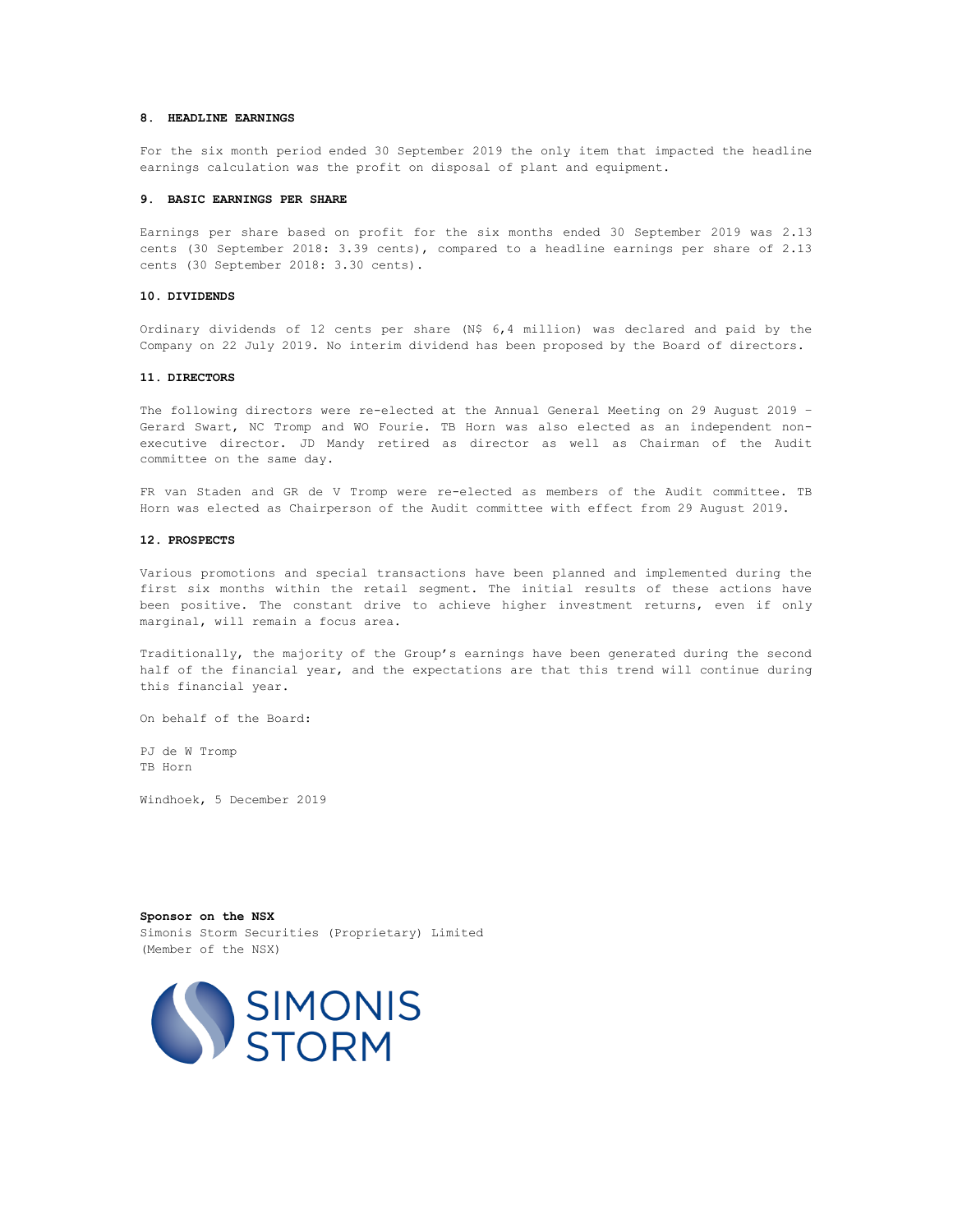### 8. HEADLINE EARNINGS

For the six month period ended 30 September 2019 the only item that impacted the headline earnings calculation was the profit on disposal of plant and equipment.

### 9. BASIC EARNINGS PER SHARE

Earnings per share based on profit for the six months ended 30 September 2019 was 2.13 cents (30 September 2018: 3.39 cents), compared to a headline earnings per share of 2.13 cents (30 September 2018: 3.30 cents).

### 10. DIVIDENDS

Ordinary dividends of 12 cents per share (N$ 6,4 million) was declared and paid by the Company on 22 July 2019. No interim dividend has been proposed by the Board of directors.

### 11. DIRECTORS

The following directors were re-elected at the Annual General Meeting on 29 August 2019 – Gerard Swart, NC Tromp and WO Fourie. TB Horn was also elected as an independent non-executive director. JD Mandy retired as director as well as Chairman of the Audit committee on the same day.

FR van Staden and GR de V Tromp were re-elected as members of the Audit committee. TB Horn was elected as Chairperson of the Audit committee with effect from 29 August 2019.

### 12. PROSPECTS

Various promotions and special transactions have been planned and implemented during the first six months within the retail segment. The initial results of these actions have been positive. The constant drive to achieve higher investment returns, even if only marginal, will remain a focus area.

Traditionally, the majority of the Group's earnings have been generated during the second half of the financial year, and the expectations are that this trend will continue during this financial year.

On behalf of the Board:

PJ de W Tromp
TB Horn

Windhoek, 5 December 2019

**Sponsor on the NSX**
Simonis Storm Securities (Proprietary) Limited
(Member of the NSX)

SIMONIS STORM